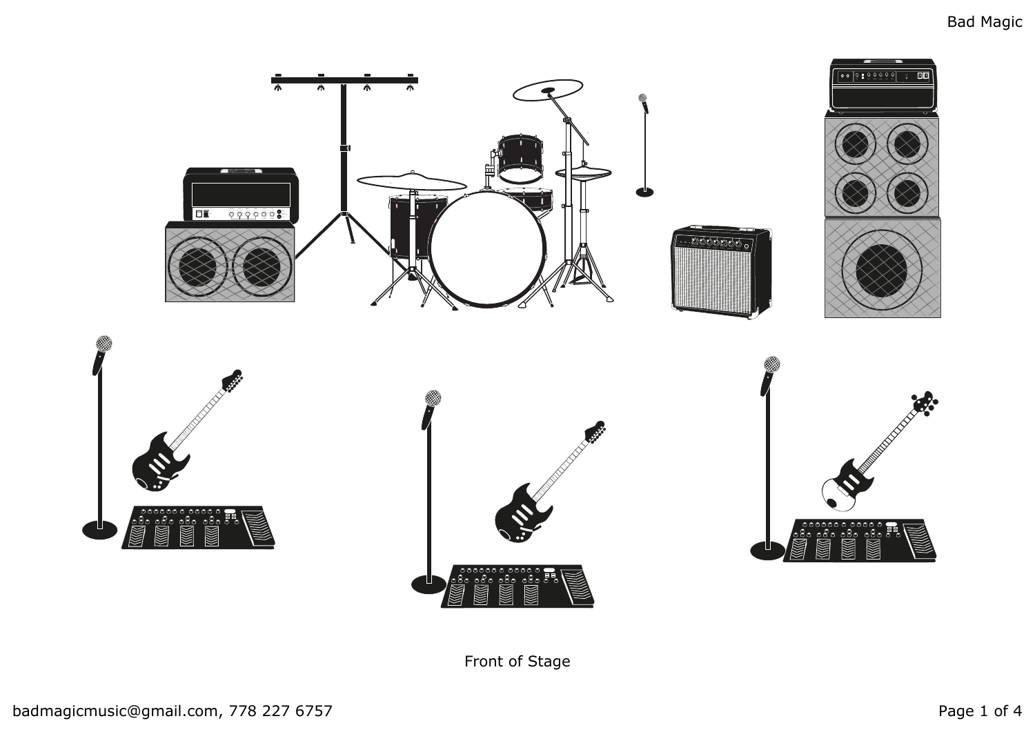Front of Stage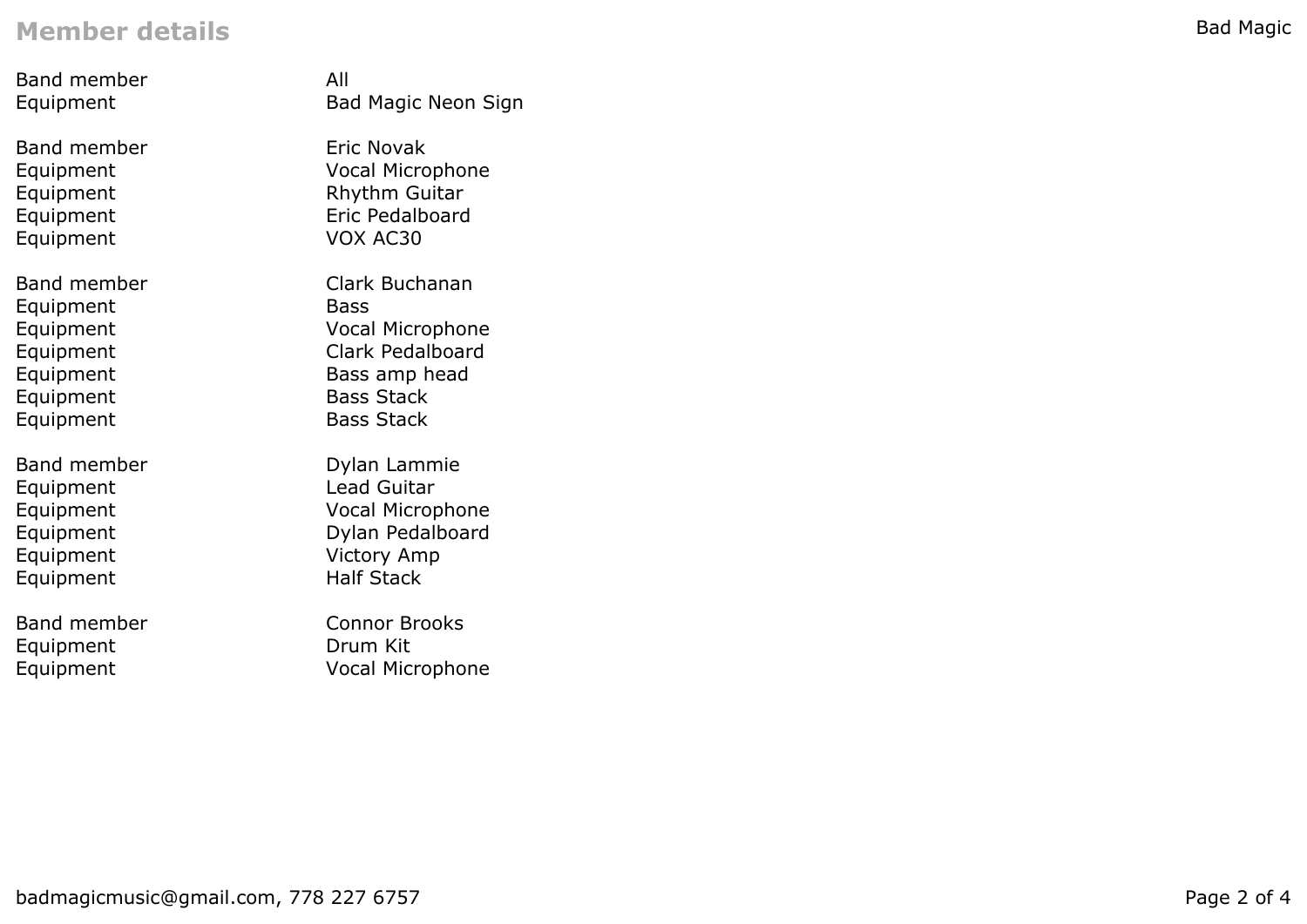## Member details

Band member All
Equipment Bad Magic Neon Sign

Band member Eric Novak
Equipment Vocal Microphone
Equipment Rhythm Guitar
Equipment Eric Pedalboard
Equipment VOX AC30

Band member Clark Buchanan
Equipment Bass
Equipment Vocal Microphone
Equipment Clark Pedalboard
Equipment Bass amp head
Equipment Bass Stack
Equipment Bass Stack

Band member Dylan Lammie
Equipment Lead Guitar
Equipment Vocal Microphone
Equipment Dylan Pedalboard
Equipment Victory Amp
Equipment Half Stack

Band member Connor Brooks
Equipment Drum Kit
Equipment Vocal Microphone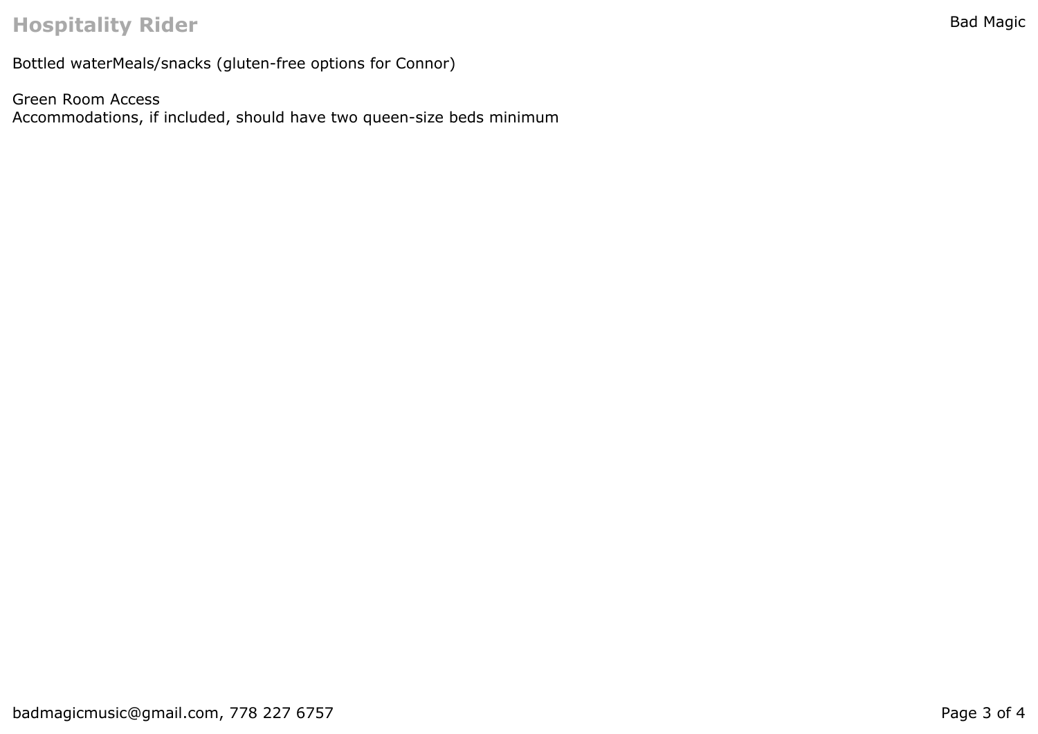# Hospitality Rider

Bottled waterMeals/snacks (gluten-free options for Connor)

Green Room Access
Accommodations, if included, should have two queen-size beds minimum

badmagicmusic@gmail.com, 778 227 6757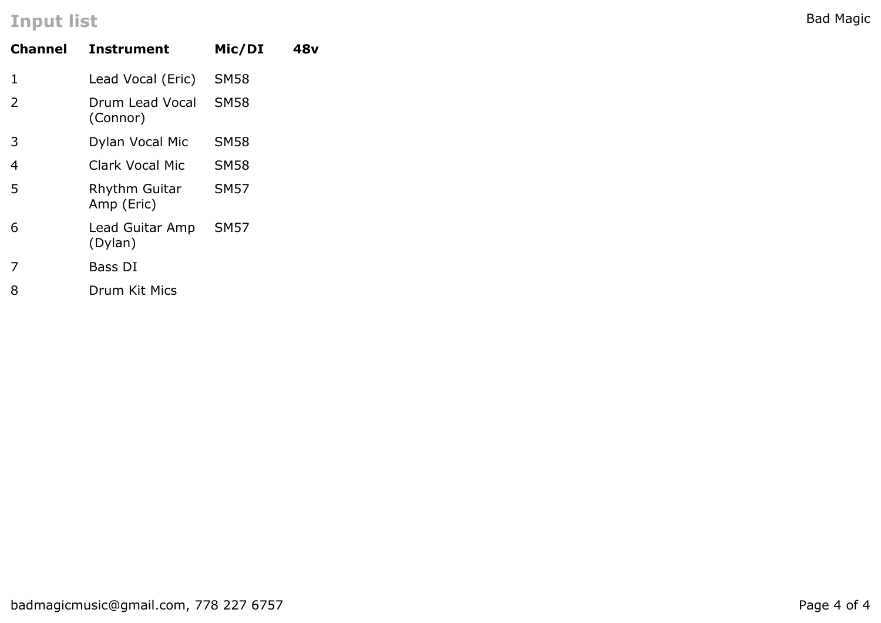# Input list

| Channel | Instrument | Mic/DI | 48v |
|---|---|---|---|
| 1 | Lead Vocal (Eric) | SM58 | |
| 2 | Drum Lead Vocal (Connor) | SM58 | |
| 3 | Dylan Vocal Mic | SM58 | |
| 4 | Clark Vocal Mic | SM58 | |
| 5 | Rhythm Guitar Amp (Eric) | SM57 | |
| 6 | Lead Guitar Amp (Dylan) | SM57 | |
| 7 | Bass DI | | |
| 8 | Drum Kit Mics | | |

badmagicmusic@gmail.com, 778 227 6757